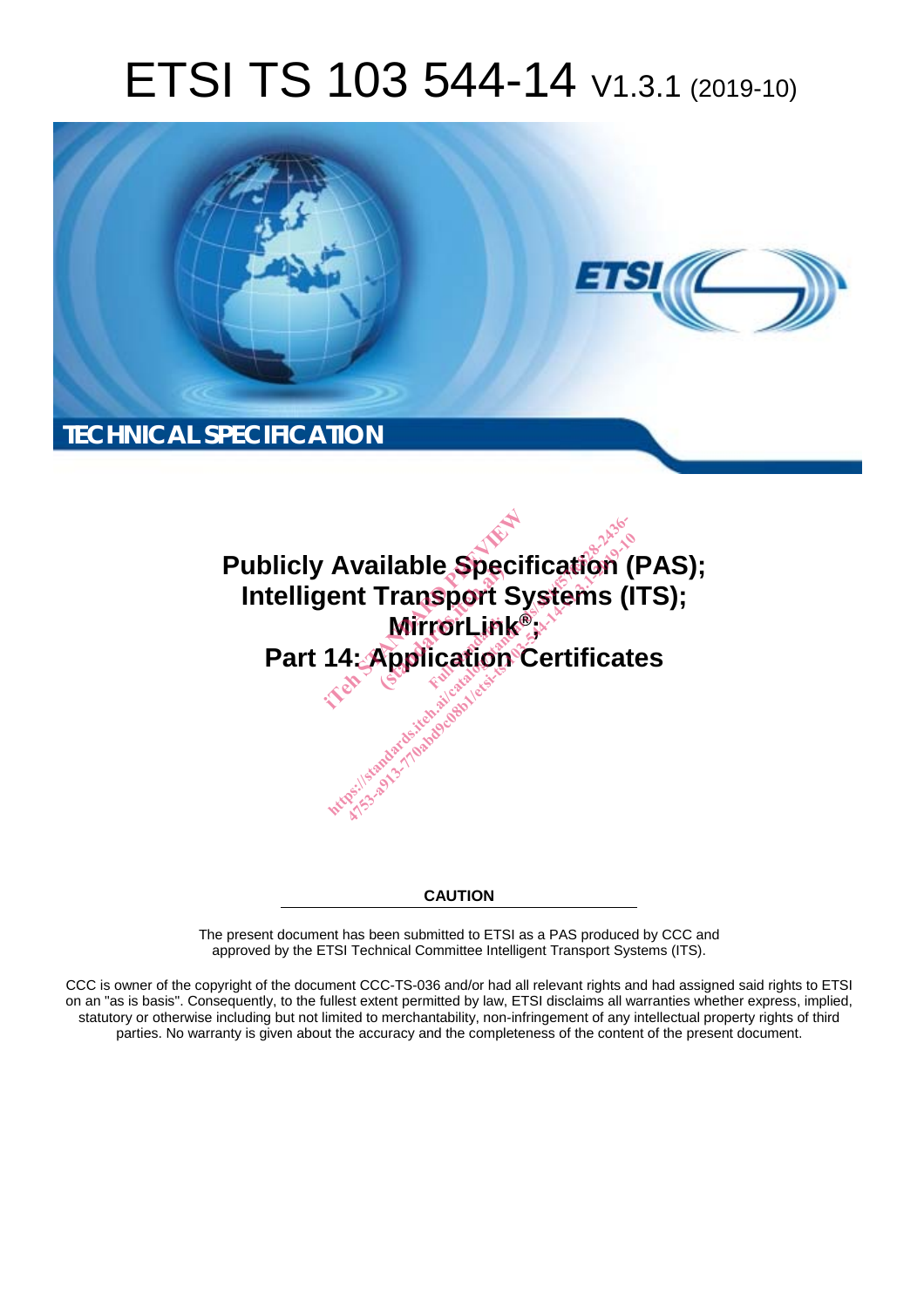# ETSI TS 103 544-14 V1.3.1 (2019-10)

TECHNICAL SPECIFICATION

## Publicly Available Specification (PAS); Intelligent Transport Systems (ITS); MirrorLink®; Part 14: Application Certificates

**CAUTION**

The present document has been submitted to ETSI as a PAS produced by CCC and approved by the ETSI Technical Committee Intelligent Transport Systems (ITS).

CCC is owner of the copyright of the document CCC-TS-036 and/or had all relevant rights and had assigned said rights to ETSI on an "as is basis". Consequently, to the fullest extent permitted by law, ETSI disclaims all warranties whether express, implied, statutory or otherwise including but not limited to merchantability, non-infringement of any intellectual property rights of third parties. No warranty is given about the accuracy and the completeness of the content of the present document.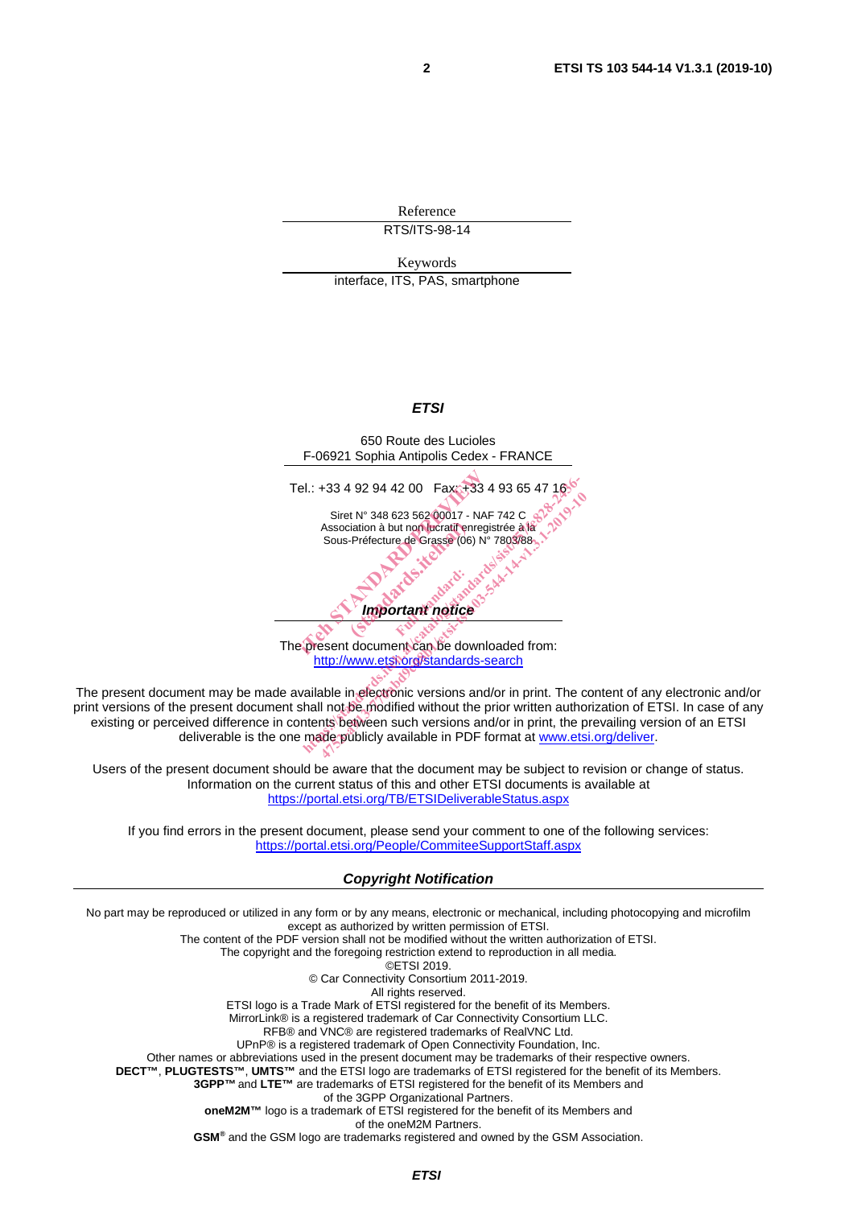Reference

RTS/ITS-98-14

Keywords

interface, ITS, PAS, smartphone

***ETSI***

650 Route des Lucioles
F-06921 Sophia Antipolis Cedex - FRANCE

Tel.: +33 4 92 94 42 00 Fax: +33 4 93 65 47 16

Siret N° 348 623 562 00017 - NAF 742 C
Association à but non lucratif enregistrée à la
Sous-Préfecture de Grasse (06) N° 7803/88

***Important notice***

The present document can be downloaded from:
http://www.etsi.org/standards-search

The present document may be made available in electronic versions and/or in print. The content of any electronic and/or print versions of the present document shall not be modified without the prior written authorization of ETSI. In case of any existing or perceived difference in contents between such versions and/or in print, the prevailing version of an ETSI deliverable is the one made publicly available in PDF format at www.etsi.org/deliver.

Users of the present document should be aware that the document may be subject to revision or change of status. Information on the current status of this and other ETSI documents is available at https://portal.etsi.org/TB/ETSIDeliverableStatus.aspx

If you find errors in the present document, please send your comment to one of the following services:
https://portal.etsi.org/People/CommiteeSupportStaff.aspx

***Copyright Notification***

No part may be reproduced or utilized in any form or by any means, electronic or mechanical, including photocopying and microfilm except as authorized by written permission of ETSI.
The content of the PDF version shall not be modified without the written authorization of ETSI.
The copyright and the foregoing restriction extend to reproduction in all media.

©ETSI 2019.
© Car Connectivity Consortium 2011-2019.
All rights reserved.

ETSI logo is a Trade Mark of ETSI registered for the benefit of its Members.
MirrorLink® is a registered trademark of Car Connectivity Consortium LLC.
RFB® and VNC® are registered trademarks of RealVNC Ltd.
UPnP® is a registered trademark of Open Connectivity Foundation, Inc.
Other names or abbreviations used in the present document may be trademarks of their respective owners.
**DECT™**, **PLUGTESTS™**, **UMTS™** and the ETSI logo are trademarks of ETSI registered for the benefit of its Members.
**3GPP™** and **LTE™** are trademarks of ETSI registered for the benefit of its Members and of the 3GPP Organizational Partners.
**oneM2M™** logo is a trademark of ETSI registered for the benefit of its Members and of the oneM2M Partners.
**GSM®** and the GSM logo are trademarks registered and owned by the GSM Association.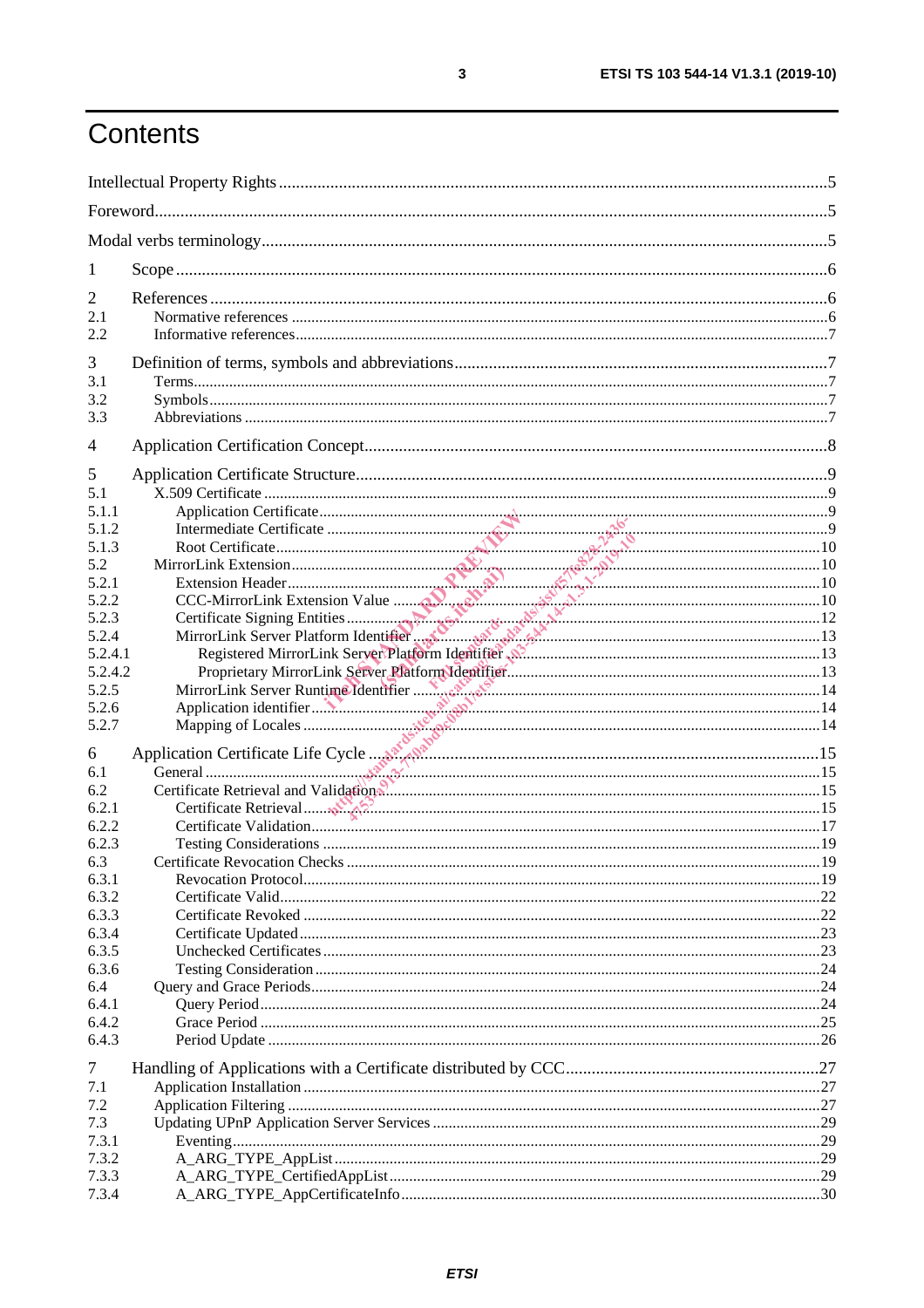# Contents

Intellectual Property Rights ........................................................................................................................................5

Foreword.............................................................................................................................................................5

Modal verbs terminology....................................................................................................................................5

1 Scope ........................................................................................................................................................6

2 References ................................................................................................................................................6
- 2.1 Normative references .........................................................................................................................................6
- 2.2 Informative references........................................................................................................................................7

3 Definition of terms, symbols and abbreviations .......................................................................................7
- 3.1 Terms..................................................................................................................................................................7
- 3.2 Symbols..............................................................................................................................................................7
- 3.3 Abbreviations .....................................................................................................................................................7

4 Application Certification Concept.............................................................................................................8

5 Application Certificate Structure...............................................................................................................9
- 5.1 X.509 Certificate ................................................................................................................................................9
- 5.1.1 Application Certificate..................................................................................................................................9
- 5.1.2 Intermediate Certificate ................................................................................................................................9
- 5.1.3 Root Certificate...........................................................................................................................................10
- 5.2 MirrorLink Extension.......................................................................................................................................10
- 5.2.1 Extension Header........................................................................................................................................10
- 5.2.2 CCC-MirrorLink Extension Value .............................................................................................................10
- 5.2.3 Certificate Signing Entities.........................................................................................................................12
- 5.2.4 MirrorLink Server Platform Identifier ........................................................................................................13
- 5.2.4.1 Registered MirrorLink Server Platform Identifier .................................................................................13
- 5.2.4.2 Proprietary MirrorLink Server Platform Identifier.................................................................................13
- 5.2.5 MirrorLink Server Runtime Identifier ........................................................................................................14
- 5.2.6 Application identifier..................................................................................................................................14
- 5.2.7 Mapping of Locales ....................................................................................................................................14

6 Application Certificate Life Cycle ..........................................................................................................15
- 6.1 General .............................................................................................................................................................15
- 6.2 Certificate Retrieval and Validation.................................................................................................................15
- 6.2.1 Certificate Retrieval....................................................................................................................................15
- 6.2.2 Certificate Validation..................................................................................................................................17
- 6.2.3 Testing Considerations ...............................................................................................................................19
- 6.3 Certificate Revocation Checks .........................................................................................................................19
- 6.3.1 Revocation Protocol....................................................................................................................................19
- 6.3.2 Certificate Valid..........................................................................................................................................22
- 6.3.3 Certificate Revoked ....................................................................................................................................22
- 6.3.4 Certificate Updated.....................................................................................................................................23
- 6.3.5 Unchecked Certificates...............................................................................................................................23
- 6.3.6 Testing Consideration.................................................................................................................................24
- 6.4 Query and Grace Periods..................................................................................................................................24
- 6.4.1 Query Period...............................................................................................................................................24
- 6.4.2 Grace Period ...............................................................................................................................................25
- 6.4.3 Period Update .............................................................................................................................................26

7 Handling of Applications with a Certificate distributed by CCC............................................................27
- 7.1 Application Installation ....................................................................................................................................27
- 7.2 Application Filtering ........................................................................................................................................27
- 7.3 Updating UPnP Application Server Services ....................................................................................................29
- 7.3.1 Eventing......................................................................................................................................................29
- 7.3.2 A_ARG_TYPE_AppList............................................................................................................................29
- 7.3.3 A_ARG_TYPE_CertifiedAppList..............................................................................................................29
- 7.3.4 A_ARG_TYPE_AppCertificateInfo...........................................................................................................30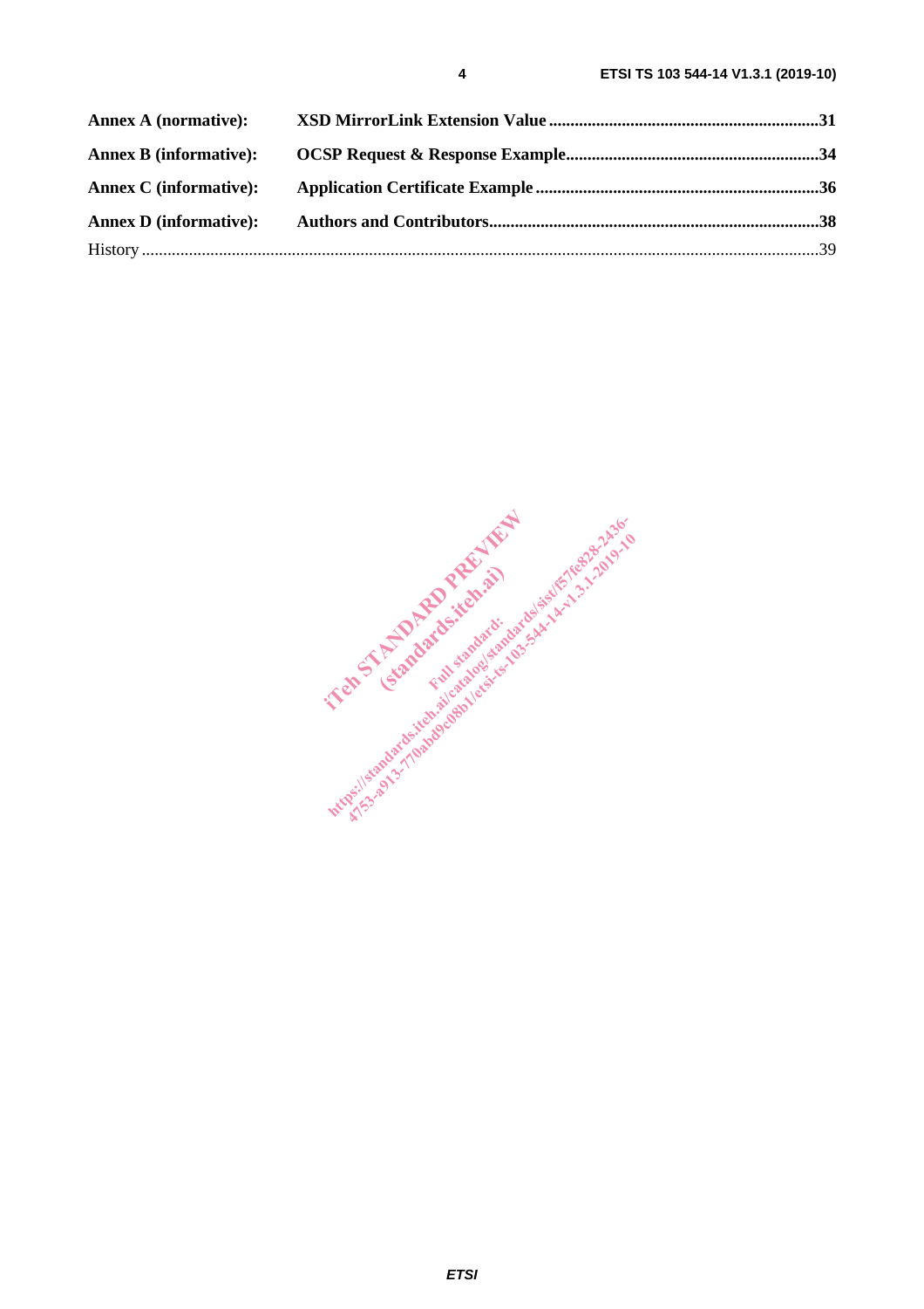**Annex A (normative): XSD MirrorLink Extension Value** .....31

**Annex B (informative): OCSP Request & Response Example** .....34

**Annex C (informative): Application Certificate Example** .....36

**Annex D (informative): Authors and Contributors** .....38

History .....39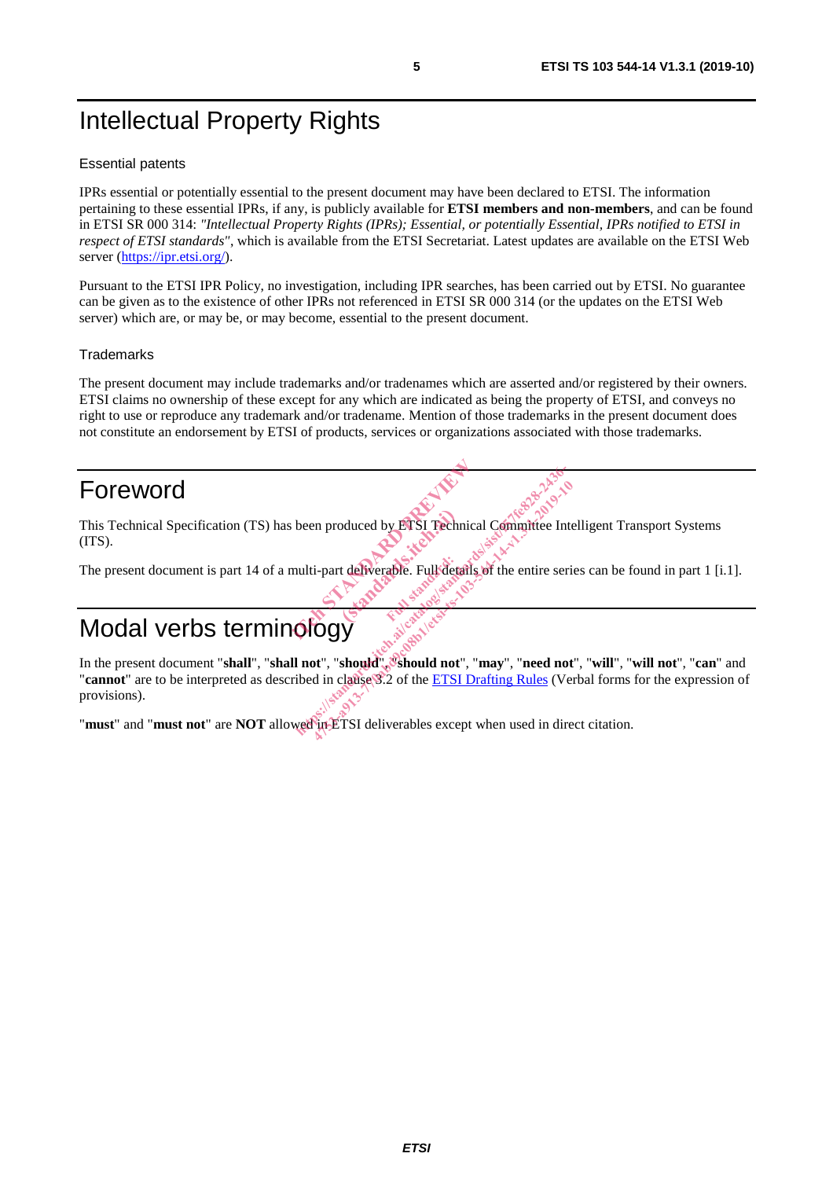# Intellectual Property Rights

## Essential patents

IPRs essential or potentially essential to the present document may have been declared to ETSI. The information pertaining to these essential IPRs, if any, is publicly available for **ETSI members and non-members**, and can be found in ETSI SR 000 314: *"Intellectual Property Rights (IPRs); Essential, or potentially Essential, IPRs notified to ETSI in respect of ETSI standards"*, which is available from the ETSI Secretariat. Latest updates are available on the ETSI Web server (https://ipr.etsi.org/).

Pursuant to the ETSI IPR Policy, no investigation, including IPR searches, has been carried out by ETSI. No guarantee can be given as to the existence of other IPRs not referenced in ETSI SR 000 314 (or the updates on the ETSI Web server) which are, or may be, or may become, essential to the present document.

## Trademarks

The present document may include trademarks and/or tradenames which are asserted and/or registered by their owners. ETSI claims no ownership of these except for any which are indicated as being the property of ETSI, and conveys no right to use or reproduce any trademark and/or tradename. Mention of those trademarks in the present document does not constitute an endorsement by ETSI of products, services or organizations associated with those trademarks.

# Foreword

This Technical Specification (TS) has been produced by ETSI Technical Committee Intelligent Transport Systems (ITS).

The present document is part 14 of a multi-part deliverable. Full details of the entire series can be found in part 1 [i.1].

# Modal verbs terminology

In the present document "**shall**", "**shall not**", "**should**", "**should not**", "**may**", "**need not**", "**will**", "**will not**", "**can**" and "**cannot**" are to be interpreted as described in clause 3.2 of the ETSI Drafting Rules (Verbal forms for the expression of provisions).

"**must**" and "**must not**" are **NOT** allowed in ETSI deliverables except when used in direct citation.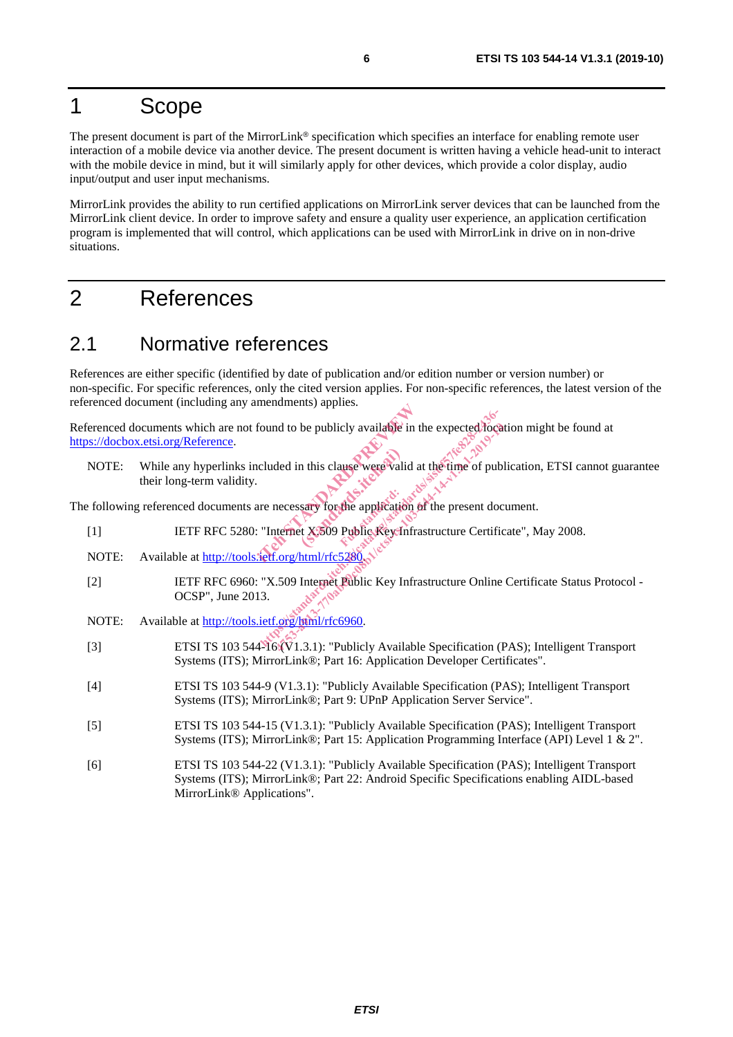# 1 Scope

The present document is part of the MirrorLink® specification which specifies an interface for enabling remote user interaction of a mobile device via another device. The present document is written having a vehicle head-unit to interact with the mobile device in mind, but it will similarly apply for other devices, which provide a color display, audio input/output and user input mechanisms.

MirrorLink provides the ability to run certified applications on MirrorLink server devices that can be launched from the MirrorLink client device. In order to improve safety and ensure a quality user experience, an application certification program is implemented that will control, which applications can be used with MirrorLink in drive on in non-drive situations.

# 2 References

## 2.1 Normative references

References are either specific (identified by date of publication and/or edition number or version number) or non-specific. For specific references, only the cited version applies. For non-specific references, the latest version of the referenced document (including any amendments) applies.

Referenced documents which are not found to be publicly available in the expected location might be found at https://docbox.etsi.org/Reference.

NOTE: While any hyperlinks included in this clause were valid at the time of publication, ETSI cannot guarantee their long-term validity.

The following referenced documents are necessary for the application of the present document.

[1] IETF RFC 5280: "Internet X.509 Public Key Infrastructure Certificate", May 2008.

NOTE: Available at http://tools.ietf.org/html/rfc5280.

[2] IETF RFC 6960: "X.509 Internet Public Key Infrastructure Online Certificate Status Protocol - OCSP", June 2013.

NOTE: Available at http://tools.ietf.org/html/rfc6960.

[3] ETSI TS 103 544-16 (V1.3.1): "Publicly Available Specification (PAS); Intelligent Transport Systems (ITS); MirrorLink®; Part 16: Application Developer Certificates".

[4] ETSI TS 103 544-9 (V1.3.1): "Publicly Available Specification (PAS); Intelligent Transport Systems (ITS); MirrorLink®; Part 9: UPnP Application Server Service".

[5] ETSI TS 103 544-15 (V1.3.1): "Publicly Available Specification (PAS); Intelligent Transport Systems (ITS); MirrorLink®; Part 15: Application Programming Interface (API) Level 1 & 2".

[6] ETSI TS 103 544-22 (V1.3.1): "Publicly Available Specification (PAS); Intelligent Transport Systems (ITS); MirrorLink®; Part 22: Android Specific Specifications enabling AIDL-based MirrorLink® Applications".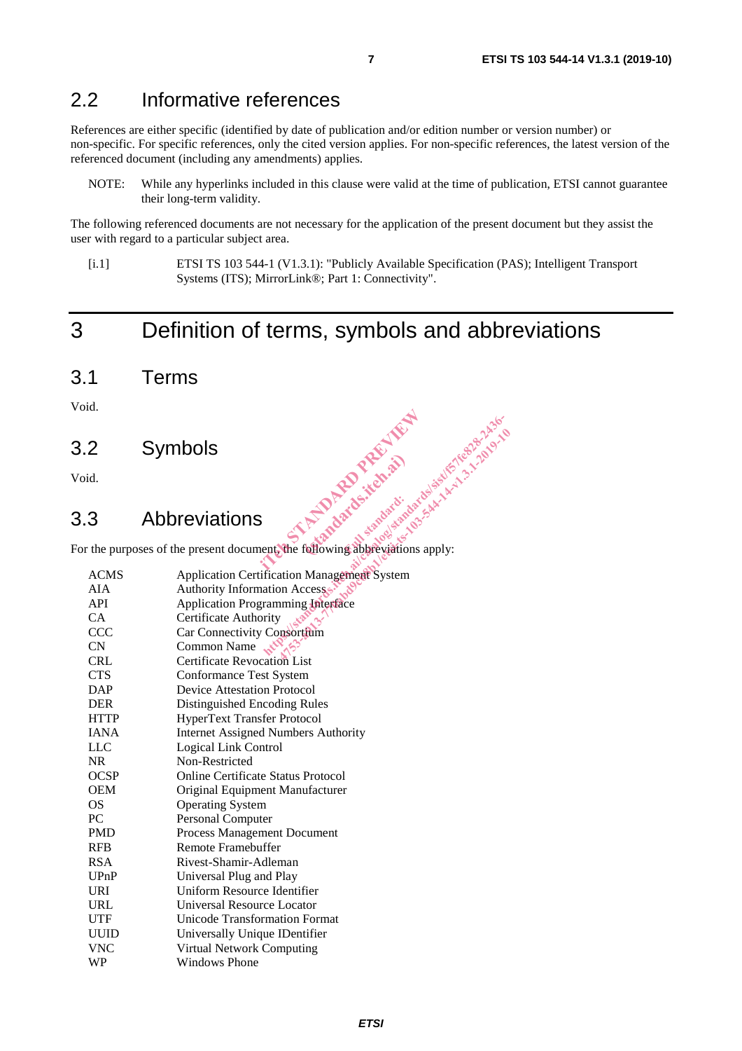## 2.2 Informative references

References are either specific (identified by date of publication and/or edition number or version number) or non-specific. For specific references, only the cited version applies. For non-specific references, the latest version of the referenced document (including any amendments) applies.

NOTE: While any hyperlinks included in this clause were valid at the time of publication, ETSI cannot guarantee their long-term validity.

The following referenced documents are not necessary for the application of the present document but they assist the user with regard to a particular subject area.

[i.1] ETSI TS 103 544-1 (V1.3.1): "Publicly Available Specification (PAS); Intelligent Transport Systems (ITS); MirrorLink®; Part 1: Connectivity".

# 3 Definition of terms, symbols and abbreviations

## 3.1 Terms

Void.

## 3.2 Symbols

Void.

## 3.3 Abbreviations

For the purposes of the present document, the following abbreviations apply:

| | |
|---|---|
| ACMS | Application Certification Management System |
| AIA | Authority Information Access |
| API | Application Programming Interface |
| CA | Certificate Authority |
| CCC | Car Connectivity Consortium |
| CN | Common Name |
| CRL | Certificate Revocation List |
| CTS | Conformance Test System |
| DAP | Device Attestation Protocol |
| DER | Distinguished Encoding Rules |
| HTTP | HyperText Transfer Protocol |
| IANA | Internet Assigned Numbers Authority |
| LLC | Logical Link Control |
| NR | Non-Restricted |
| OCSP | Online Certificate Status Protocol |
| OEM | Original Equipment Manufacturer |
| OS | Operating System |
| PC | Personal Computer |
| PMD | Process Management Document |
| RFB | Remote Framebuffer |
| RSA | Rivest-Shamir-Adleman |
| UPnP | Universal Plug and Play |
| URI | Uniform Resource Identifier |
| URL | Universal Resource Locator |
| UTF | Unicode Transformation Format |
| UUID | Universally Unique IDentifier |
| VNC | Virtual Network Computing |
| WP | Windows Phone |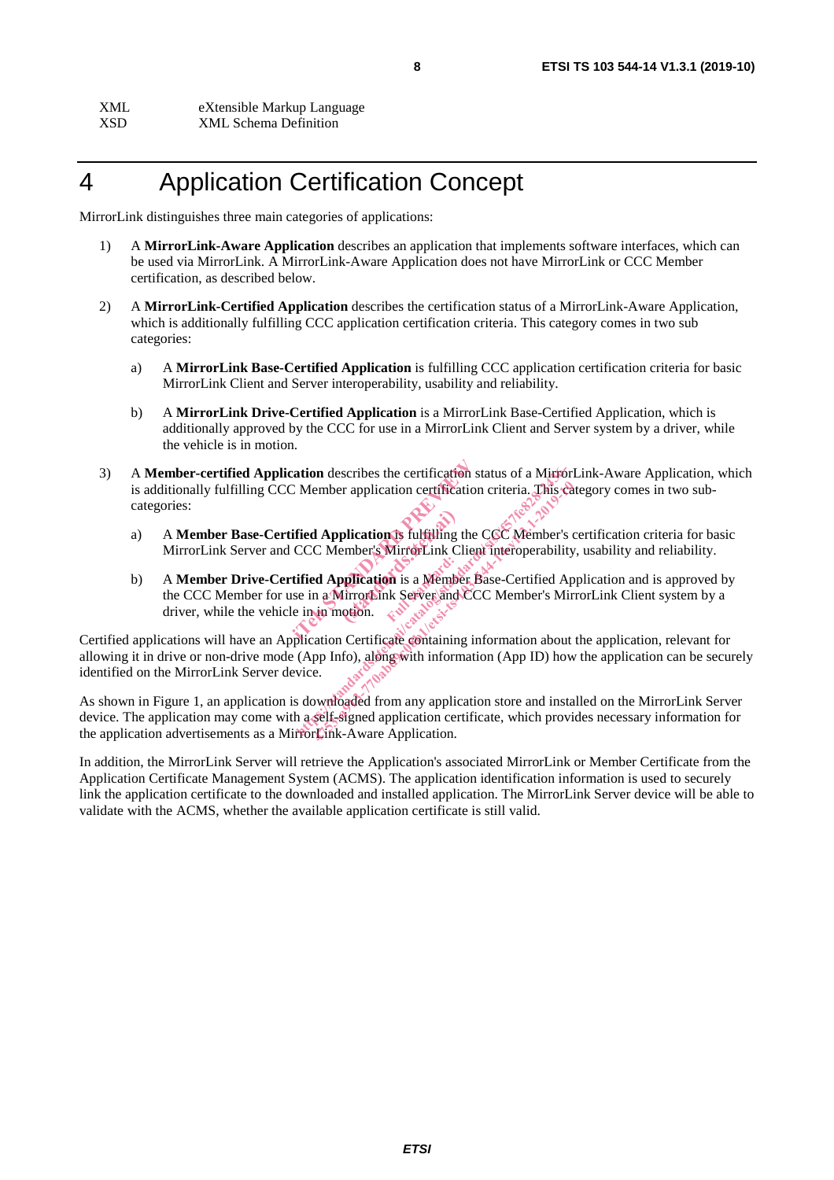| | |
|---|---|
| XML | eXtensible Markup Language |
| XSD | XML Schema Definition |

# 4 Application Certification Concept

MirrorLink distinguishes three main categories of applications:

1) A **MirrorLink-Aware Application** describes an application that implements software interfaces, which can be used via MirrorLink. A MirrorLink-Aware Application does not have MirrorLink or CCC Member certification, as described below.

2) A **MirrorLink-Certified Application** describes the certification status of a MirrorLink-Aware Application, which is additionally fulfilling CCC application certification criteria. This category comes in two sub categories:

   a) A **MirrorLink Base-Certified Application** is fulfilling CCC application certification criteria for basic MirrorLink Client and Server interoperability, usability and reliability.

   b) A **MirrorLink Drive-Certified Application** is a MirrorLink Base-Certified Application, which is additionally approved by the CCC for use in a MirrorLink Client and Server system by a driver, while the vehicle is in motion.

3) A **Member-certified Application** describes the certification status of a MirrorLink-Aware Application, which is additionally fulfilling CCC Member application certification criteria. This category comes in two sub-categories:

   a) A **Member Base-Certified Application** is fulfilling the CCC Member's certification criteria for basic MirrorLink Server and CCC Member's MirrorLink Client interoperability, usability and reliability.

   b) A **Member Drive-Certified Application** is a Member Base-Certified Application and is approved by the CCC Member for use in a MirrorLink Server and CCC Member's MirrorLink Client system by a driver, while the vehicle is in motion.

Certified applications will have an Application Certificate containing information about the application, relevant for allowing it in drive or non-drive mode (App Info), along with information (App ID) how the application can be securely identified on the MirrorLink Server device.

As shown in Figure 1, an application is downloaded from any application store and installed on the MirrorLink Server device. The application may come with a self-signed application certificate, which provides necessary information for the application advertisements as a MirrorLink-Aware Application.

In addition, the MirrorLink Server will retrieve the Application's associated MirrorLink or Member Certificate from the Application Certificate Management System (ACMS). The application identification information is used to securely link the application certificate to the downloaded and installed application. The MirrorLink Server device will be able to validate with the ACMS, whether the available application certificate is still valid.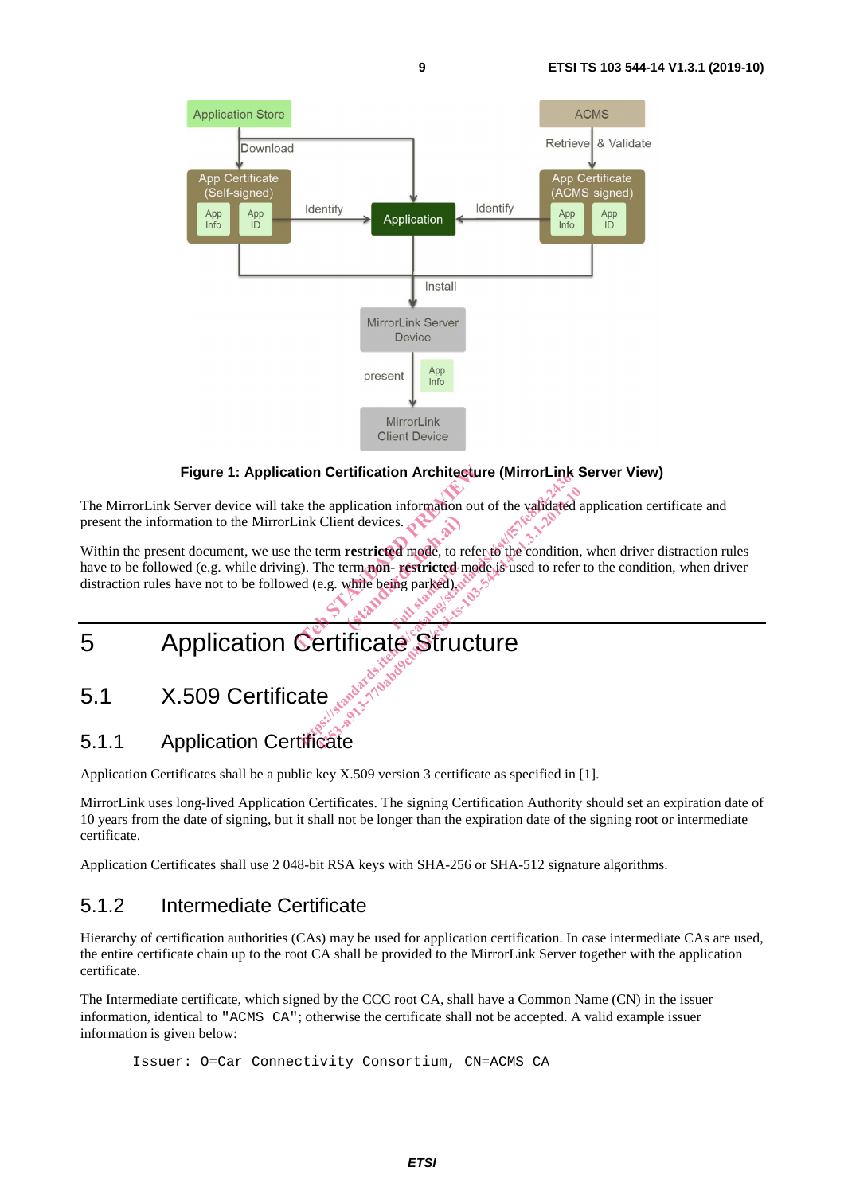Figure 1: Application Certification Architecture (MirrorLink Server View)

The MirrorLink Server device will take the application information out of the validated application certificate and present the information to the MirrorLink Client devices.

Within the present document, we use the term **restricted** mode, to refer to the condition, when driver distraction rules have to be followed (e.g. while driving). The term **non- restricted** mode is used to refer to the condition, when driver distraction rules have not to be followed (e.g. while being parked).

# 5 Application Certificate Structure

## 5.1 X.509 Certificate

### 5.1.1 Application Certificate

Application Certificates shall be a public key X.509 version 3 certificate as specified in [1].

MirrorLink uses long-lived Application Certificates. The signing Certification Authority should set an expiration date of 10 years from the date of signing, but it shall not be longer than the expiration date of the signing root or intermediate certificate.

Application Certificates shall use 2 048-bit RSA keys with SHA-256 or SHA-512 signature algorithms.

### 5.1.2 Intermediate Certificate

Hierarchy of certification authorities (CAs) may be used for application certification. In case intermediate CAs are used, the entire certificate chain up to the root CA shall be provided to the MirrorLink Server together with the application certificate.

The Intermediate certificate, which signed by the CCC root CA, shall have a Common Name (CN) in the issuer information, identical to "ACMS CA"; otherwise the certificate shall not be accepted. A valid example issuer information is given below:

```
Issuer: O=Car Connectivity Consortium, CN=ACMS CA
```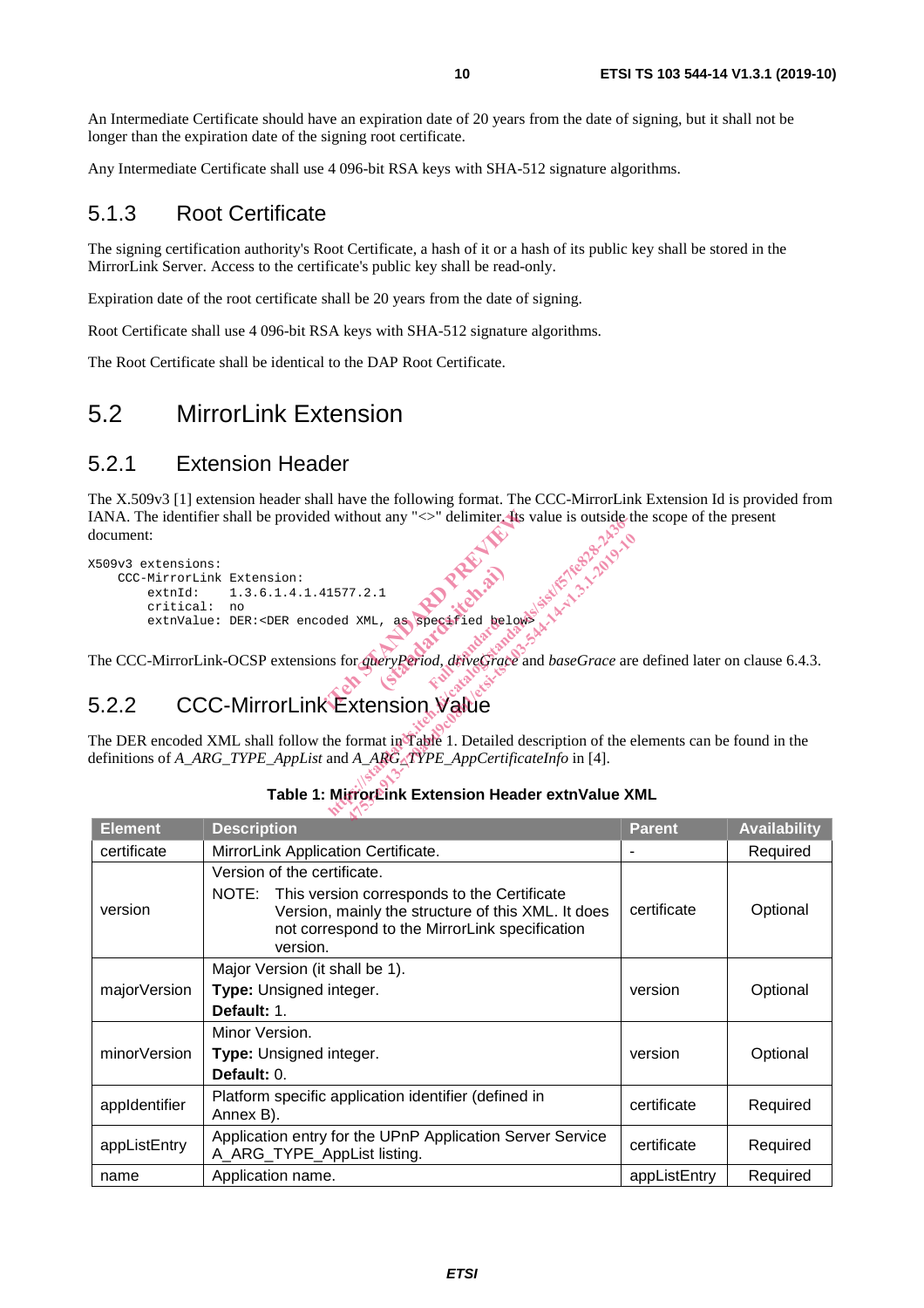An Intermediate Certificate should have an expiration date of 20 years from the date of signing, but it shall not be longer than the expiration date of the signing root certificate.

Any Intermediate Certificate shall use 4 096-bit RSA keys with SHA-512 signature algorithms.

### 5.1.3 Root Certificate

The signing certification authority's Root Certificate, a hash of it or a hash of its public key shall be stored in the MirrorLink Server. Access to the certificate's public key shall be read-only.

Expiration date of the root certificate shall be 20 years from the date of signing.

Root Certificate shall use 4 096-bit RSA keys with SHA-512 signature algorithms.

The Root Certificate shall be identical to the DAP Root Certificate.

## 5.2 MirrorLink Extension

### 5.2.1 Extension Header

The X.509v3 [1] extension header shall have the following format. The CCC-MirrorLink Extension Id is provided from IANA. The identifier shall be provided without any "<>" delimiter. Its value is outside the scope of the present document:

```
X509v3 extensions:
    CCC-MirrorLink Extension:
        extnId:     1.3.6.1.4.1.41577.2.1
        critical:   no
        extnValue: DER:<DER encoded XML, as specified below>
```

The CCC-MirrorLink-OCSP extensions for *queryPeriod*, *driveGrace* and *baseGrace* are defined later on clause 6.4.3.

### 5.2.2 CCC-MirrorLink Extension Value

The DER encoded XML shall follow the format in Table 1. Detailed description of the elements can be found in the definitions of *A_ARG_TYPE_AppList* and *A_ARG_TYPE_AppCertificateInfo* in [4].

**Table 1: MirrorLink Extension Header extnValue XML**

| Element | Description | Parent | Availability |
|---|---|---|---|
| certificate | MirrorLink Application Certificate. | - | Required |
| version | Version of the certificate.<br>NOTE: This version corresponds to the Certificate Version, mainly the structure of this XML. It does not correspond to the MirrorLink specification version. | certificate | Optional |
| majorVersion | Major Version (it shall be 1).<br>**Type:** Unsigned integer.<br>**Default:** 1. | version | Optional |
| minorVersion | Minor Version.<br>**Type:** Unsigned integer.<br>**Default:** 0. | version | Optional |
| appIdentifier | Platform specific application identifier (defined in Annex B). | certificate | Required |
| appListEntry | Application entry for the UPnP Application Server Service A_ARG_TYPE_AppList listing. | certificate | Required |
| name | Application name. | appListEntry | Required |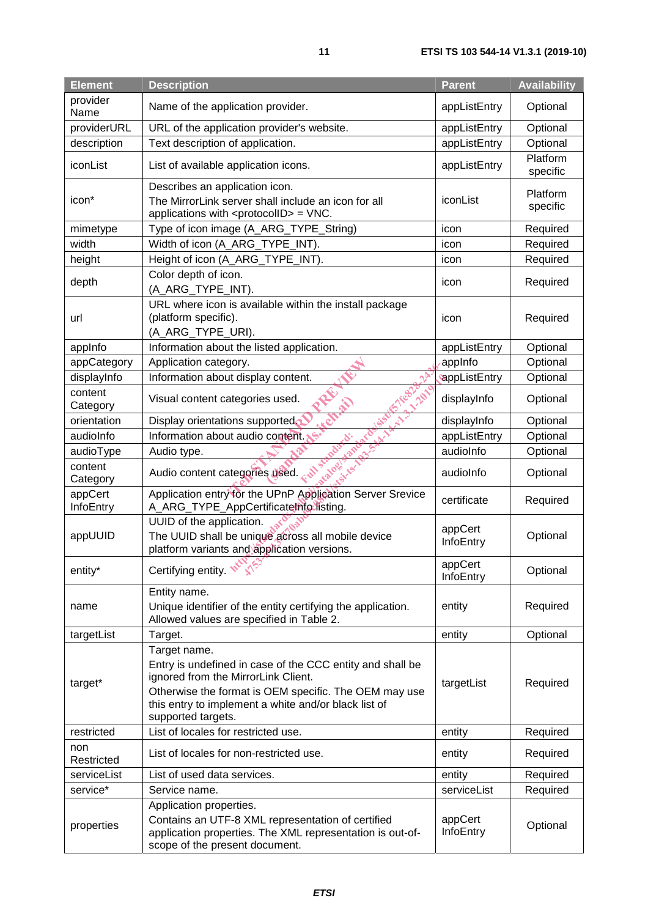| Element | Description | Parent | Availability |
|---|---|---|---|
| provider Name | Name of the application provider. | appListEntry | Optional |
| providerURL | URL of the application provider's website. | appListEntry | Optional |
| description | Text description of application. | appListEntry | Optional |
| iconList | List of available application icons. | appListEntry | Platform specific |
| icon* | Describes an application icon. The MirrorLink server shall include an icon for all applications with <protocolID> = VNC. | iconList | Platform specific |
| mimetype | Type of icon image (A_ARG_TYPE_String) | icon | Required |
| width | Width of icon (A_ARG_TYPE_INT). | icon | Required |
| height | Height of icon (A_ARG_TYPE_INT). | icon | Required |
| depth | Color depth of icon. (A_ARG_TYPE_INT). | icon | Required |
| url | URL where icon is available within the install package (platform specific). (A_ARG_TYPE_URI). | icon | Required |
| appInfo | Information about the listed application. | appListEntry | Optional |
| appCategory | Application category. | appInfo | Optional |
| displayInfo | Information about display content. | appListEntry | Optional |
| content Category | Visual content categories used. | displayInfo | Optional |
| orientation | Display orientations supported. | displayInfo | Optional |
| audioInfo | Information about audio content. | appListEntry | Optional |
| audioType | Audio type. | audioInfo | Optional |
| content Category | Audio content categories used. | audioInfo | Optional |
| appCert InfoEntry | Application entry for the UPnP Application Server Srevice A_ARG_TYPE_AppCertificateInfo listing. | certificate | Required |
| appUUID | UUID of the application. The UUID shall be unique across all mobile device platform variants and application versions. | appCert InfoEntry | Optional |
| entity* | Certifying entity. | appCert InfoEntry | Optional |
| name | Entity name. Unique identifier of the entity certifying the application. Allowed values are specified in Table 2. | entity | Required |
| targetList | Target. | entity | Optional |
| target* | Target name. Entry is undefined in case of the CCC entity and shall be ignored from the MirrorLink Client. Otherwise the format is OEM specific. The OEM may use this entry to implement a white and/or black list of supported targets. | targetList | Required |
| restricted | List of locales for restricted use. | entity | Required |
| non Restricted | List of locales for non-restricted use. | entity | Required |
| serviceList | List of used data services. | entity | Required |
| service* | Service name. | serviceList | Required |
| properties | Application properties. Contains an UTF-8 XML representation of certified application properties. The XML representation is out-of-scope of the present document. | appCert InfoEntry | Optional |